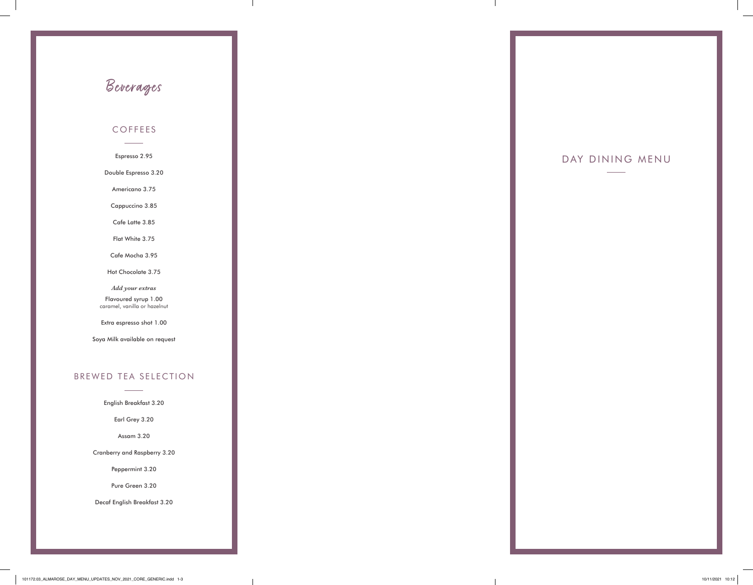# Beverages

## COFFEES

Espresso 2.95

Double Espresso 3.20

Americano 3.75

Cappuccino 3.85

Cafe Latte 3.85

Flat White 3.75

Cafe Mocha 3.95

Hot Chocolate 3.75

*Add your extras*

Flavoured syrup 1.00
caramel, vanilla or hazelnut

Extra espresso shot 1.00

Soya Milk available on request

## BREWED TEA SELECTION

English Breakfast 3.20

Earl Grey 3.20

Assam 3.20

Cranberry and Raspberry 3.20

Peppermint 3.20

Pure Green 3.20

Decaf English Breakfast 3.20

# DAY DINING MENU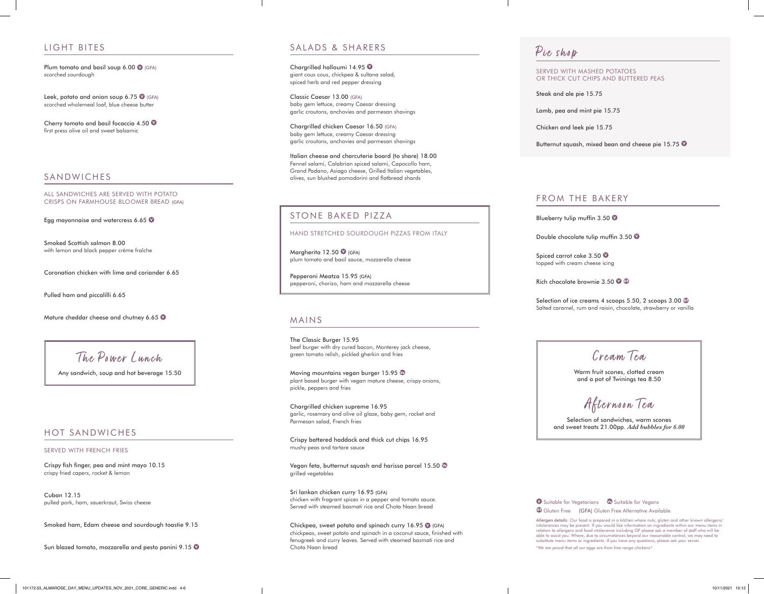## LIGHT BITES

Plum tomato and basil soup 6.00 V (GFA)
scorched sourdough

Leek, potato and onion soup 6.75 V (GFA)
scorched wholemeal loaf, blue cheese butter

Cherry tomato and basil focaccia 4.50 V
first press olive oil and sweet balsamic

## SANDWICHES

ALL SANDWICHES ARE SERVED WITH POTATO CRISPS ON FARMHOUSE BLOOMER BREAD (GFA)

Egg mayonnaise and watercress 6.65 V

Smoked Scottish salmon 8.00
with lemon and black pepper crème fraîche

Coronation chicken with lime and coriander 6.65

Pulled ham and piccalilli 6.65

Mature cheddar cheese and chutney 6.65 V

### The Power Lunch

Any sandwich, soup and hot beverage 15.50

## HOT SANDWICHES

SERVED WITH FRENCH FRIES

Crispy fish finger, pea and mint mayo 10.15
crispy fried capers, rocket & lemon

Cuban 12.15
pulled pork, ham, sauerkraut, Swiss cheese

Smoked ham, Edam cheese and sourdough toastie 9.15

Sun blazed tomato, mozzarella and pesto panini 9.15 V

## SALADS & SHARERS

Chargrilled halloumi 14.95 V
giant cous cous, chickpea & sultana salad, spiced herb and red pepper dressing

Classic Caesar 13.00 (GFA)
baby gem lettuce, creamy Caesar dressing garlic croutons, anchovies and parmesan shavings

Chargrilled chicken Caesar 16.50 (GFA)
baby gem lettuce, creamy Caesar dressing garlic croutons, anchovies and parmesan shavings

Italian cheese and charcuterie board (to share) 18.00
Fennel salami, Calabrian spiced salami, Capocollo ham, Grand Padano, Asiago cheese, Grilled Italian vegetables, olives, sun blushed pomodorini and flatbread shards

## STONE BAKED PIZZA

HAND STRETCHED SOURDOUGH PIZZAS FROM ITALY

Margherita 12.50 V (GFA)
plum tomato and basil sauce, mozzarella cheese

Pepperoni Meatza 15.95 (GFA)
pepperoni, chorizo, ham and mozzarella cheese

## MAINS

The Classic Burger 15.95
beef burger with dry cured bacon, Monterey jack cheese, green tomato relish, pickled gherkin and fries

Moving mountains vegan burger 15.95 Ve
plant based burger with vegan mature cheese, crispy onions, pickle, peppers and fries

Chargrilled chicken supreme 16.95
garlic, rosemary and olive oil glaze, baby gem, rocket and Parmesan salad, French fries

Crispy battered haddock and thick cut chips 16.95
mushy peas and tartare sauce

Vegan feta, butternut squash and harissa parcel 15.50 Ve
grilled vegetables

Sri lankan chicken curry 16.95 (GFA)
chicken with fragrant spices in a pepper and tomato sauce. Served with steamed basmati rice and Chota Naan bread

Chickpea, sweet potato and spinach curry 16.95 V (GFA)
chickpeas, sweet potato and spinach in a coconut sauce, finished with fenugreek and curry leaves. Served with steamed basmati rice and Chota Naan bread

## Pie shop

SERVED WITH MASHED POTATOES OR THICK CUT CHIPS AND BUTTERED PEAS

Steak and ale pie 15.75

Lamb, pea and mint pie 15.75

Chicken and leek pie 15.75

Butternut squash, mixed bean and cheese pie 15.75 V

## FROM THE BAKERY

Blueberry tulip muffin 3.50 V

Double chocolate tulip muffin 3.50 V

Spiced carrot cake 3.50 V
topped with cream cheese icing

Rich chocolate brownie 3.50 V GF

Selection of ice creams 4 scoops 5.50, 2 scoops 3.00 GF
Salted caramel, rum and raisin, chocolate, strawberry or vanilla

### Cream Tea

Warm fruit scones, clotted cream and a pot of Twinings tea 8.50

### Afternoon Tea

Selection of sandwiches, warm scones and sweet treats 21.00pp. *Add bubbles for 6.00*

V Suitable for Vegetarians  Ve Suitable for Vegans
GF Gluten Free  (GFA) Gluten Free Alternative Available

Allergen details: Our food is prepared in a kitchen where nuts, gluten and other known allergens/intolerances may be present. If you would like information on ingredients within our menu items in relation to allergens and food intolerance including GF please ask a member of staff who will be able to assist you. Where, due to circumstances beyond our reasonable control, we may need to substitute menu items or ingredients. If you have any questions, please ask your server.

*We are proud that all our eggs are from free range chickens*